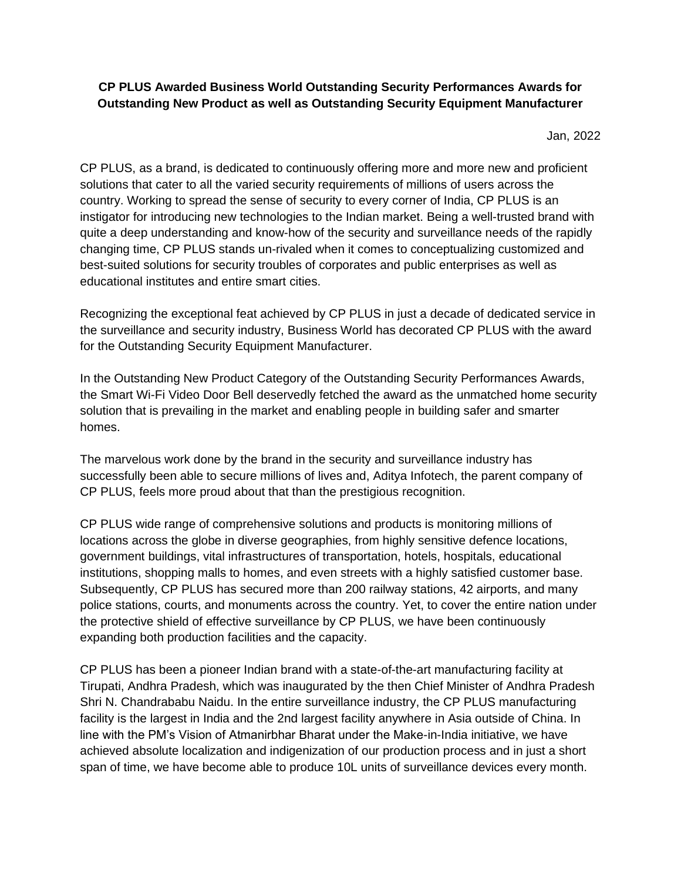**CP PLUS Awarded Business World Outstanding Security Performances Awards for Outstanding New Product as well as Outstanding Security Equipment Manufacturer**

Jan, 2022

CP PLUS, as a brand, is dedicated to continuously offering more and more new and proficient solutions that cater to all the varied security requirements of millions of users across the country. Working to spread the sense of security to every corner of India, CP PLUS is an instigator for introducing new technologies to the Indian market. Being a well-trusted brand with quite a deep understanding and know-how of the security and surveillance needs of the rapidly changing time, CP PLUS stands un-rivaled when it comes to conceptualizing customized and best-suited solutions for security troubles of corporates and public enterprises as well as educational institutes and entire smart cities.

Recognizing the exceptional feat achieved by CP PLUS in just a decade of dedicated service in the surveillance and security industry, Business World has decorated CP PLUS with the award for the Outstanding Security Equipment Manufacturer.

In the Outstanding New Product Category of the Outstanding Security Performances Awards, the Smart Wi-Fi Video Door Bell deservedly fetched the award as the unmatched home security solution that is prevailing in the market and enabling people in building safer and smarter homes.

The marvelous work done by the brand in the security and surveillance industry has successfully been able to secure millions of lives and, Aditya Infotech, the parent company of CP PLUS, feels more proud about that than the prestigious recognition.

CP PLUS wide range of comprehensive solutions and products is monitoring millions of locations across the globe in diverse geographies, from highly sensitive defence locations, government buildings, vital infrastructures of transportation, hotels, hospitals, educational institutions, shopping malls to homes, and even streets with a highly satisfied customer base. Subsequently, CP PLUS has secured more than 200 railway stations, 42 airports, and many police stations, courts, and monuments across the country. Yet, to cover the entire nation under the protective shield of effective surveillance by CP PLUS, we have been continuously expanding both production facilities and the capacity.

CP PLUS has been a pioneer Indian brand with a state-of-the-art manufacturing facility at Tirupati, Andhra Pradesh, which was inaugurated by the then Chief Minister of Andhra Pradesh Shri N. Chandrababu Naidu. In the entire surveillance industry, the CP PLUS manufacturing facility is the largest in India and the 2nd largest facility anywhere in Asia outside of China. In line with the PM's Vision of Atmanirbhar Bharat under the Make-in-India initiative, we have achieved absolute localization and indigenization of our production process and in just a short span of time, we have become able to produce 10L units of surveillance devices every month.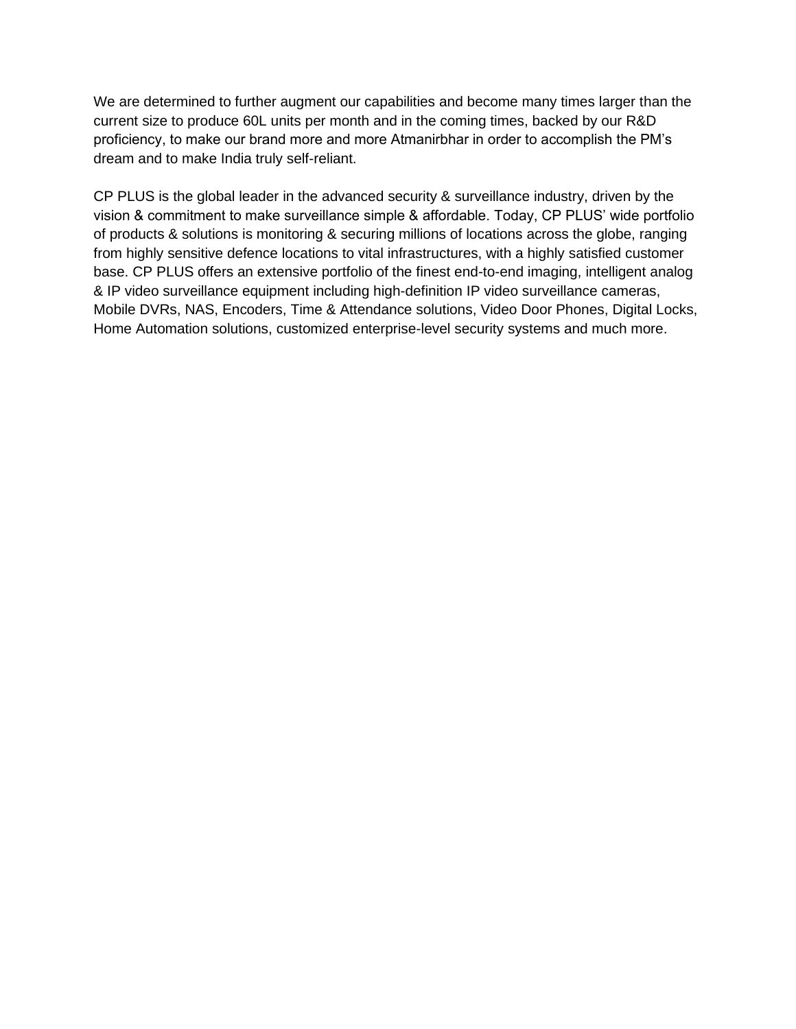We are determined to further augment our capabilities and become many times larger than the current size to produce 60L units per month and in the coming times, backed by our R&D proficiency, to make our brand more and more Atmanirbhar in order to accomplish the PM's dream and to make India truly self-reliant.

CP PLUS is the global leader in the advanced security & surveillance industry, driven by the vision & commitment to make surveillance simple & affordable. Today, CP PLUS' wide portfolio of products & solutions is monitoring & securing millions of locations across the globe, ranging from highly sensitive defence locations to vital infrastructures, with a highly satisfied customer base. CP PLUS offers an extensive portfolio of the finest end-to-end imaging, intelligent analog & IP video surveillance equipment including high-definition IP video surveillance cameras, Mobile DVRs, NAS, Encoders, Time & Attendance solutions, Video Door Phones, Digital Locks, Home Automation solutions, customized enterprise-level security systems and much more.